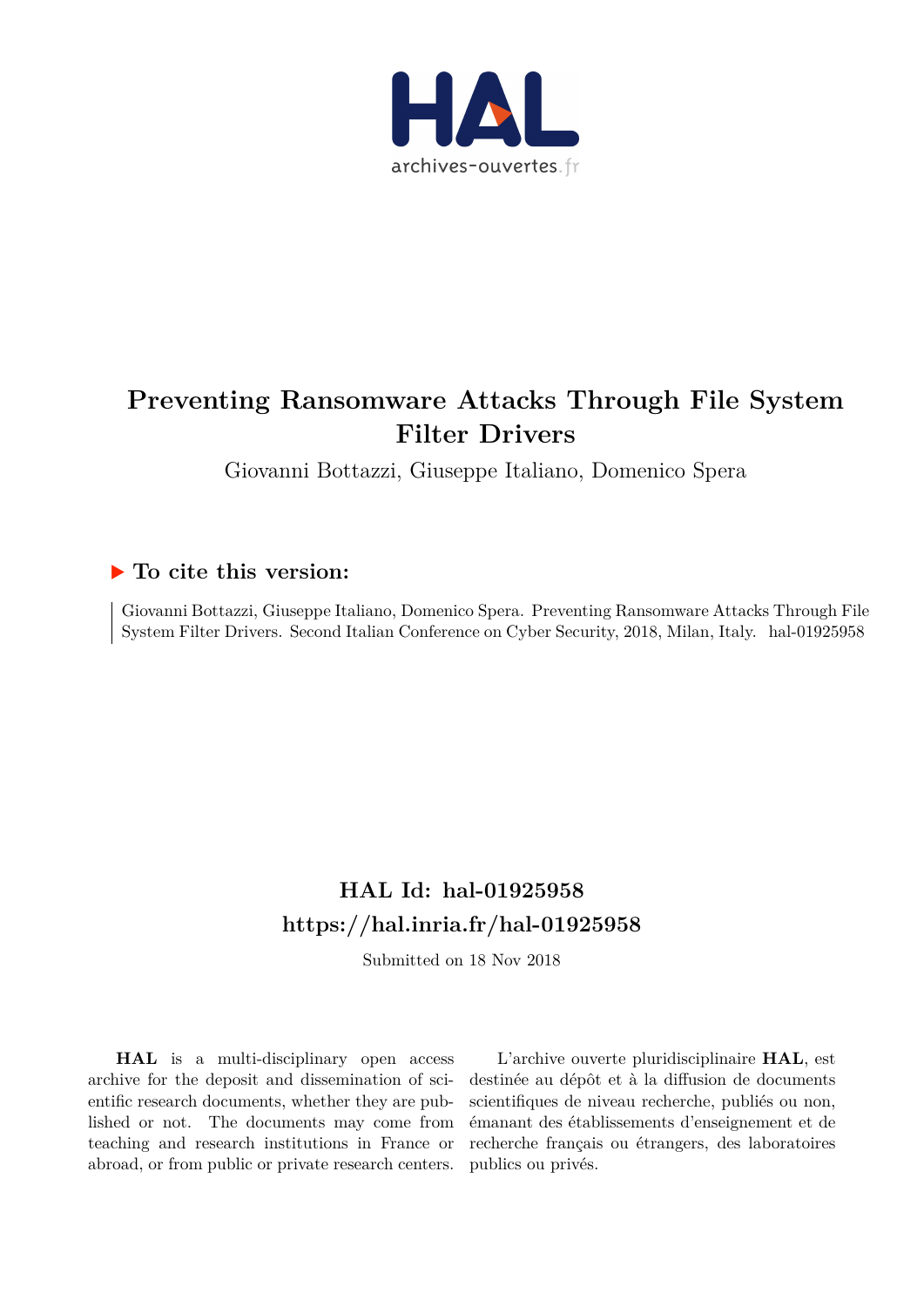# Preventing Ransomware Attacks Through File System Filter Drivers

Giovanni Bottazzi, Giuseppe Italiano, Domenico Spera

## ▶ To cite this version:

Giovanni Bottazzi, Giuseppe Italiano, Domenico Spera. Preventing Ransomware Attacks Through File System Filter Drivers. Second Italian Conference on Cyber Security, 2018, Milan, Italy. hal-01925958

## HAL Id: hal-01925958

## https://hal.inria.fr/hal-01925958

Submitted on 18 Nov 2018

**HAL** is a multi-disciplinary open access archive for the deposit and dissemination of scientific research documents, whether they are published or not. The documents may come from teaching and research institutions in France or abroad, or from public or private research centers.

L'archive ouverte pluridisciplinaire **HAL**, est destinée au dépôt et à la diffusion de documents scientifiques de niveau recherche, publiés ou non, émanant des établissements d'enseignement et de recherche français ou étrangers, des laboratoires publics ou privés.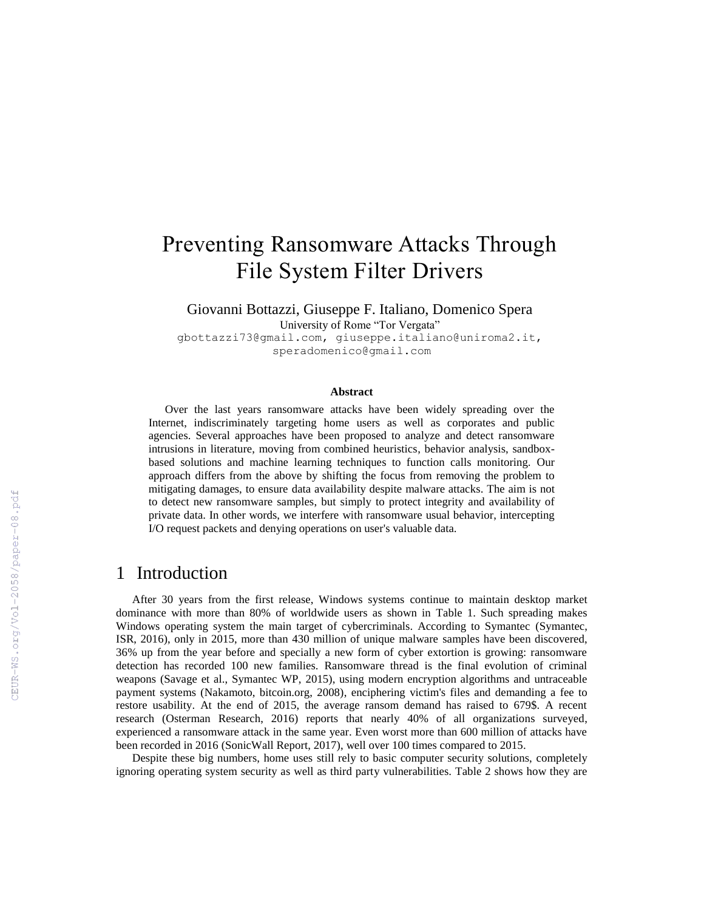# Preventing Ransomware Attacks Through File System Filter Drivers

Giovanni Bottazzi, Giuseppe F. Italiano, Domenico Spera

University of Rome "Tor Vergata"

gbottazzi73@gmail.com, giuseppe.italiano@uniroma2.it, speradomenico@gmail.com

**Abstract**

Over the last years ransomware attacks have been widely spreading over the Internet, indiscriminately targeting home users as well as corporates and public agencies. Several approaches have been proposed to analyze and detect ransomware intrusions in literature, moving from combined heuristics, behavior analysis, sandbox-based solutions and machine learning techniques to function calls monitoring. Our approach differs from the above by shifting the focus from removing the problem to mitigating damages, to ensure data availability despite malware attacks. The aim is not to detect new ransomware samples, but simply to protect integrity and availability of private data. In other words, we interfere with ransomware usual behavior, intercepting I/O request packets and denying operations on user's valuable data.

## 1 Introduction

After 30 years from the first release, Windows systems continue to maintain desktop market dominance with more than 80% of worldwide users as shown in Table 1. Such spreading makes Windows operating system the main target of cybercriminals. According to Symantec (Symantec, ISR, 2016), only in 2015, more than 430 million of unique malware samples have been discovered, 36% up from the year before and specially a new form of cyber extortion is growing: ransomware detection has recorded 100 new families. Ransomware thread is the final evolution of criminal weapons (Savage et al., Symantec WP, 2015), using modern encryption algorithms and untraceable payment systems (Nakamoto, bitcoin.org, 2008), enciphering victim's files and demanding a fee to restore usability. At the end of 2015, the average ransom demand has raised to 679$. A recent research (Osterman Research, 2016) reports that nearly 40% of all organizations surveyed, experienced a ransomware attack in the same year. Even worst more than 600 million of attacks have been recorded in 2016 (SonicWall Report, 2017), well over 100 times compared to 2015.

Despite these big numbers, home uses still rely to basic computer security solutions, completely ignoring operating system security as well as third party vulnerabilities. Table 2 shows how they are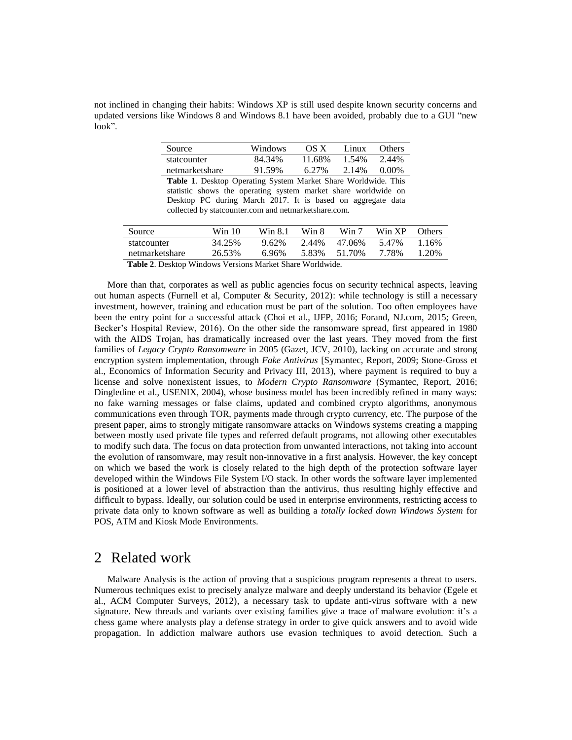not inclined in changing their habits: Windows XP is still used despite known security concerns and updated versions like Windows 8 and Windows 8.1 have been avoided, probably due to a GUI "new look".

| Source | Windows | OS X | Linux | Others |
|---|---|---|---|---|
| statcounter | 84.34% | 11.68% | 1.54% | 2.44% |
| netmarketshare | 91.59% | 6.27% | 2.14% | 0.00% |

**Table 1**. Desktop Operating System Market Share Worldwide. This statistic shows the operating system market share worldwide on Desktop PC during March 2017. It is based on aggregate data collected by statcounter.com and netmarketshare.com.

| Source | Win 10 | Win 8.1 | Win 8 | Win 7 | Win XP | Others |
|---|---|---|---|---|---|---|
| statcounter | 34.25% | 9.62% | 2.44% | 47.06% | 5.47% | 1.16% |
| netmarketshare | 26.53% | 6.96% | 5.83% | 51.70% | 7.78% | 1.20% |

**Table 2**. Desktop Windows Versions Market Share Worldwide.

More than that, corporates as well as public agencies focus on security technical aspects, leaving out human aspects (Furnell et al, Computer & Security, 2012): while technology is still a necessary investment, however, training and education must be part of the solution. Too often employees have been the entry point for a successful attack (Choi et al., IJFP, 2016; Forand, NJ.com, 2015; Green, Becker's Hospital Review, 2016). On the other side the ransomware spread, first appeared in 1980 with the AIDS Trojan, has dramatically increased over the last years. They moved from the first families of *Legacy Crypto Ransomware* in 2005 (Gazet, JCV, 2010), lacking on accurate and strong encryption system implementation, through *Fake Antivirus* [Symantec, Report, 2009; Stone-Gross et al., Economics of Information Security and Privacy III, 2013), where payment is required to buy a license and solve nonexistent issues, to *Modern Crypto Ransomware* (Symantec, Report, 2016; Dingledine et al., USENIX, 2004), whose business model has been incredibly refined in many ways: no fake warning messages or false claims, updated and combined crypto algorithms, anonymous communications even through TOR, payments made through crypto currency, etc. The purpose of the present paper, aims to strongly mitigate ransomware attacks on Windows systems creating a mapping between mostly used private file types and referred default programs, not allowing other executables to modify such data. The focus on data protection from unwanted interactions, not taking into account the evolution of ransomware, may result non-innovative in a first analysis. However, the key concept on which we based the work is closely related to the high depth of the protection software layer developed within the Windows File System I/O stack. In other words the software layer implemented is positioned at a lower level of abstraction than the antivirus, thus resulting highly effective and difficult to bypass. Ideally, our solution could be used in enterprise environments, restricting access to private data only to known software as well as building a *totally locked down Windows System* for POS, ATM and Kiosk Mode Environments.

## 2 Related work

Malware Analysis is the action of proving that a suspicious program represents a threat to users. Numerous techniques exist to precisely analyze malware and deeply understand its behavior (Egele et al., ACM Computer Surveys, 2012), a necessary task to update anti-virus software with a new signature. New threads and variants over existing families give a trace of malware evolution: it's a chess game where analysts play a defense strategy in order to give quick answers and to avoid wide propagation. In addiction malware authors use evasion techniques to avoid detection. Such a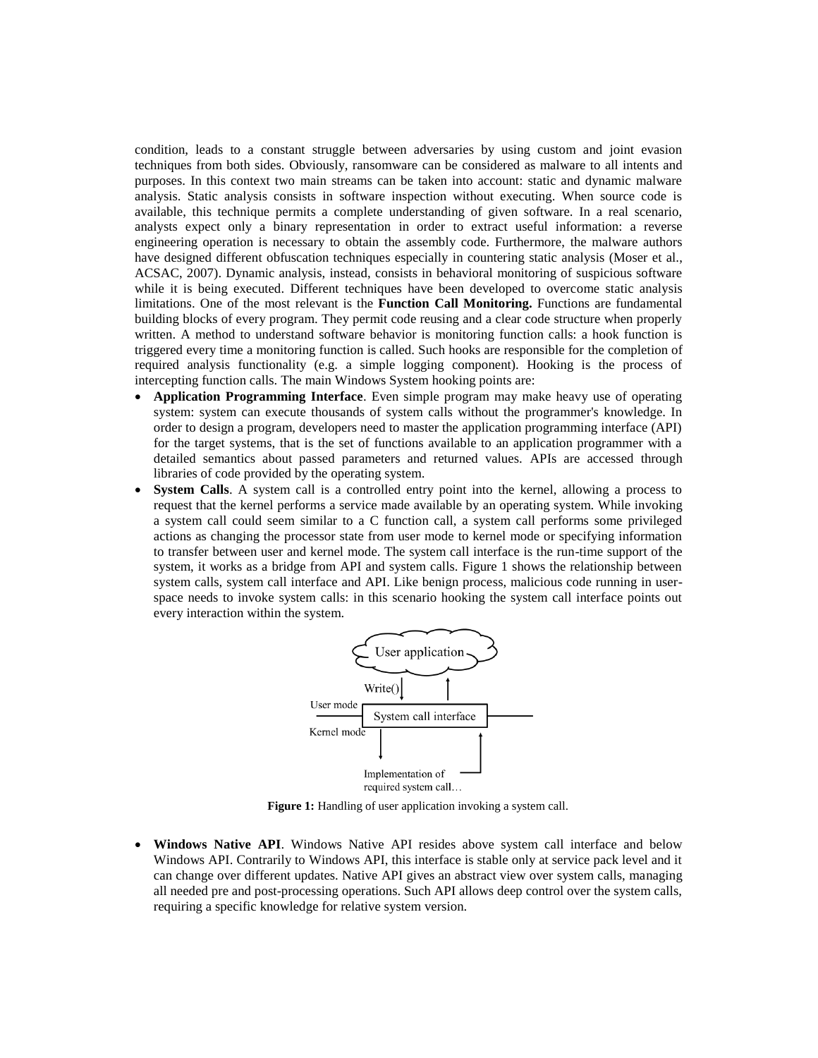condition, leads to a constant struggle between adversaries by using custom and joint evasion techniques from both sides. Obviously, ransomware can be considered as malware to all intents and purposes. In this context two main streams can be taken into account: static and dynamic malware analysis. Static analysis consists in software inspection without executing. When source code is available, this technique permits a complete understanding of given software. In a real scenario, analysts expect only a binary representation in order to extract useful information: a reverse engineering operation is necessary to obtain the assembly code. Furthermore, the malware authors have designed different obfuscation techniques especially in countering static analysis (Moser et al., ACSAC, 2007). Dynamic analysis, instead, consists in behavioral monitoring of suspicious software while it is being executed. Different techniques have been developed to overcome static analysis limitations. One of the most relevant is the **Function Call Monitoring.** Functions are fundamental building blocks of every program. They permit code reusing and a clear code structure when properly written. A method to understand software behavior is monitoring function calls: a hook function is triggered every time a monitoring function is called. Such hooks are responsible for the completion of required analysis functionality (e.g. a simple logging component). Hooking is the process of intercepting function calls. The main Windows System hooking points are:

- **Application Programming Interface**. Even simple program may make heavy use of operating system: system can execute thousands of system calls without the programmer's knowledge. In order to design a program, developers need to master the application programming interface (API) for the target systems, that is the set of functions available to an application programmer with a detailed semantics about passed parameters and returned values. APIs are accessed through libraries of code provided by the operating system.
- **System Calls**. A system call is a controlled entry point into the kernel, allowing a process to request that the kernel performs a service made available by an operating system. While invoking a system call could seem similar to a C function call, a system call performs some privileged actions as changing the processor state from user mode to kernel mode or specifying information to transfer between user and kernel mode. The system call interface is the run-time support of the system, it works as a bridge from API and system calls. Figure 1 shows the relationship between system calls, system call interface and API. Like benign process, malicious code running in user-space needs to invoke system calls: in this scenario hooking the system call interface points out every interaction within the system.

**Figure 1:** Handling of user application invoking a system call.

- **Windows Native API**. Windows Native API resides above system call interface and below Windows API. Contrarily to Windows API, this interface is stable only at service pack level and it can change over different updates. Native API gives an abstract view over system calls, managing all needed pre and post-processing operations. Such API allows deep control over the system calls, requiring a specific knowledge for relative system version.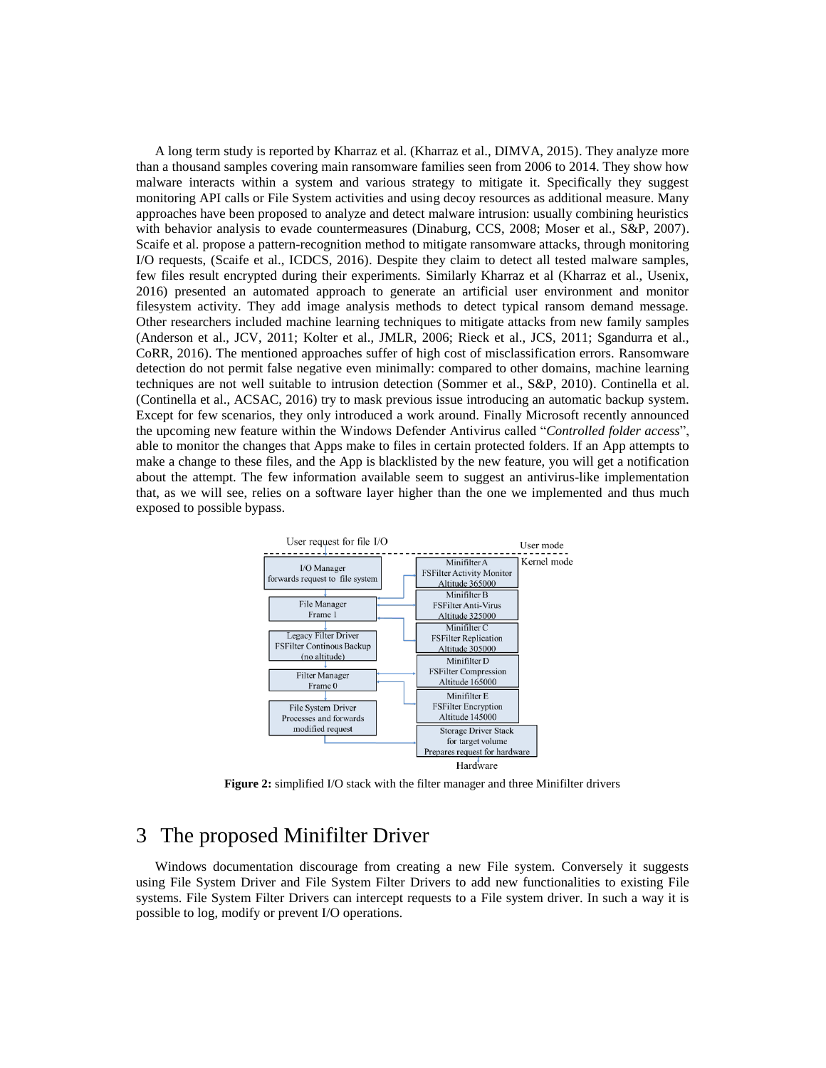A long term study is reported by Kharraz et al. (Kharraz et al., DIMVA, 2015). They analyze more than a thousand samples covering main ransomware families seen from 2006 to 2014. They show how malware interacts within a system and various strategy to mitigate it. Specifically they suggest monitoring API calls or File System activities and using decoy resources as additional measure. Many approaches have been proposed to analyze and detect malware intrusion: usually combining heuristics with behavior analysis to evade countermeasures (Dinaburg, CCS, 2008; Moser et al., S&P, 2007). Scaife et al. propose a pattern-recognition method to mitigate ransomware attacks, through monitoring I/O requests, (Scaife et al., ICDCS, 2016). Despite they claim to detect all tested malware samples, few files result encrypted during their experiments. Similarly Kharraz et al (Kharraz et al., Usenix, 2016) presented an automated approach to generate an artificial user environment and monitor filesystem activity. They add image analysis methods to detect typical ransom demand message. Other researchers included machine learning techniques to mitigate attacks from new family samples (Anderson et al., JCV, 2011; Kolter et al., JMLR, 2006; Rieck et al., JCS, 2011; Sgandurra et al., CoRR, 2016). The mentioned approaches suffer of high cost of misclassification errors. Ransomware detection do not permit false negative even minimally: compared to other domains, machine learning techniques are not well suitable to intrusion detection (Sommer et al., S&P, 2010). Continella et al. (Continella et al., ACSAC, 2016) try to mask previous issue introducing an automatic backup system. Except for few scenarios, they only introduced a work around. Finally Microsoft recently announced the upcoming new feature within the Windows Defender Antivirus called "*Controlled folder access*", able to monitor the changes that Apps make to files in certain protected folders. If an App attempts to make a change to these files, and the App is blacklisted by the new feature, you will get a notification about the attempt. The few information available seem to suggest an antivirus-like implementation that, as we will see, relies on a software layer higher than the one we implemented and thus much exposed to possible bypass.

**Figure 2:** simplified I/O stack with the filter manager and three Minifilter drivers

# 3 The proposed Minifilter Driver

Windows documentation discourage from creating a new File system. Conversely it suggests using File System Driver and File System Filter Drivers to add new functionalities to existing File systems. File System Filter Drivers can intercept requests to a File system driver. In such a way it is possible to log, modify or prevent I/O operations.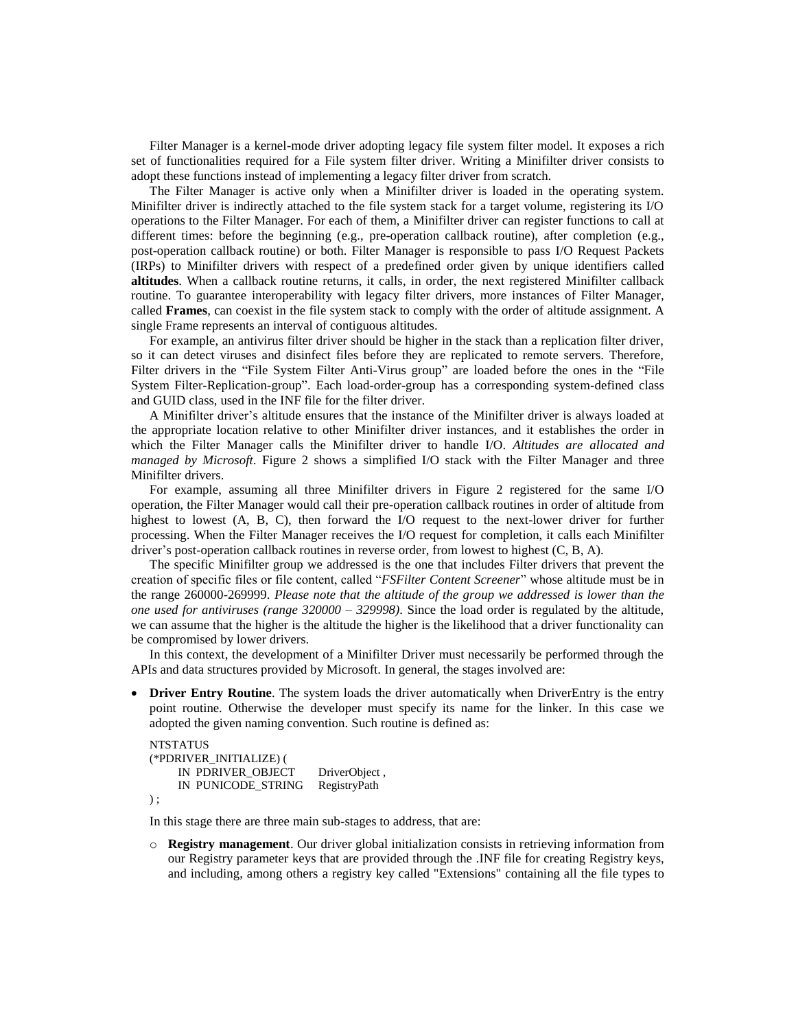Filter Manager is a kernel-mode driver adopting legacy file system filter model. It exposes a rich set of functionalities required for a File system filter driver. Writing a Minifilter driver consists to adopt these functions instead of implementing a legacy filter driver from scratch.

The Filter Manager is active only when a Minifilter driver is loaded in the operating system. Minifilter driver is indirectly attached to the file system stack for a target volume, registering its I/O operations to the Filter Manager. For each of them, a Minifilter driver can register functions to call at different times: before the beginning (e.g., pre-operation callback routine), after completion (e.g., post-operation callback routine) or both. Filter Manager is responsible to pass I/O Request Packets (IRPs) to Minifilter drivers with respect of a predefined order given by unique identifiers called **altitudes**. When a callback routine returns, it calls, in order, the next registered Minifilter callback routine. To guarantee interoperability with legacy filter drivers, more instances of Filter Manager, called **Frames**, can coexist in the file system stack to comply with the order of altitude assignment. A single Frame represents an interval of contiguous altitudes.

For example, an antivirus filter driver should be higher in the stack than a replication filter driver, so it can detect viruses and disinfect files before they are replicated to remote servers. Therefore, Filter drivers in the "File System Filter Anti-Virus group" are loaded before the ones in the "File System Filter-Replication-group". Each load-order-group has a corresponding system-defined class and GUID class, used in the INF file for the filter driver.

A Minifilter driver's altitude ensures that the instance of the Minifilter driver is always loaded at the appropriate location relative to other Minifilter driver instances, and it establishes the order in which the Filter Manager calls the Minifilter driver to handle I/O. *Altitudes are allocated and managed by Microsoft*. Figure 2 shows a simplified I/O stack with the Filter Manager and three Minifilter drivers.

For example, assuming all three Minifilter drivers in Figure 2 registered for the same I/O operation, the Filter Manager would call their pre-operation callback routines in order of altitude from highest to lowest (A, B, C), then forward the I/O request to the next-lower driver for further processing. When the Filter Manager receives the I/O request for completion, it calls each Minifilter driver's post-operation callback routines in reverse order, from lowest to highest (C, B, A).

The specific Minifilter group we addressed is the one that includes Filter drivers that prevent the creation of specific files or file content, called "*FSFilter Content Screener*" whose altitude must be in the range 260000-269999. *Please note that the altitude of the group we addressed is lower than the one used for antiviruses (range 320000 – 329998)*. Since the load order is regulated by the altitude, we can assume that the higher is the altitude the higher is the likelihood that a driver functionality can be compromised by lower drivers.

In this context, the development of a Minifilter Driver must necessarily be performed through the APIs and data structures provided by Microsoft. In general, the stages involved are:

- **Driver Entry Routine**. The system loads the driver automatically when DriverEntry is the entry point routine. Otherwise the developer must specify its name for the linker. In this case we adopted the given naming convention. Such routine is defined as:

  ```
  NTSTATUS
  (*PDRIVER_INITIALIZE) (
      IN  PDRIVER_OBJECT      DriverObject ,
      IN  PUNICODE_STRING     RegistryPath
  ) ;
  ```

  In this stage there are three main sub-stages to address, that are:

  - **Registry management**. Our driver global initialization consists in retrieving information from our Registry parameter keys that are provided through the .INF file for creating Registry keys, and including, among others a registry key called "Extensions" containing all the file types to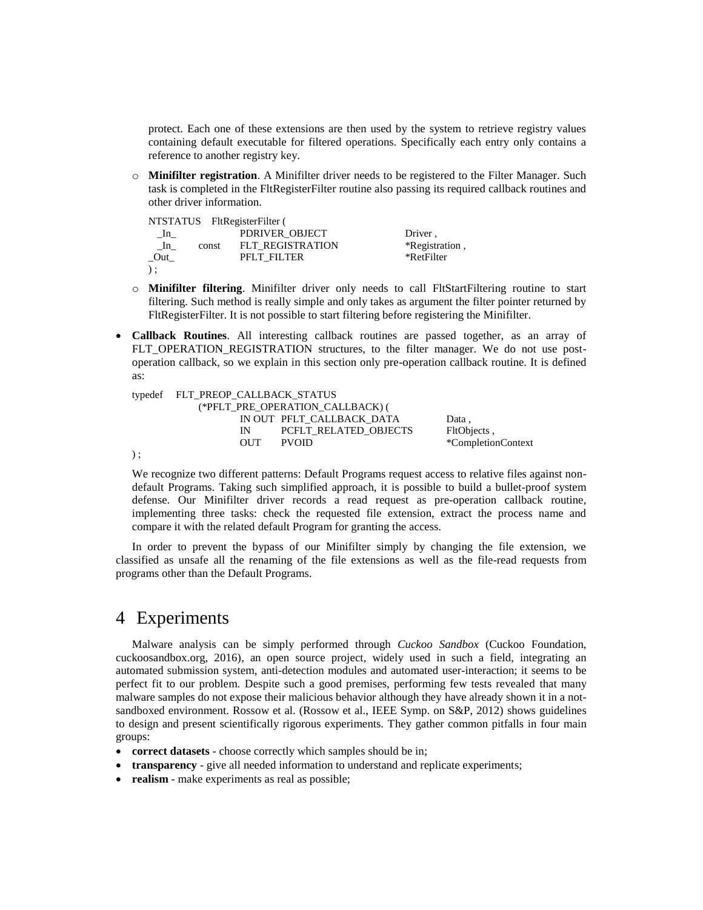protect. Each one of these extensions are then used by the system to retrieve registry values containing default executable for filtered operations. Specifically each entry only contains a reference to another registry key.

- **Minifilter registration**. A Minifilter driver needs to be registered to the Filter Manager. Such task is completed in the FltRegisterFilter routine also passing its required callback routines and other driver information.

```
NTSTATUS   FltRegisterFilter (
  _In_              PDRIVER_OBJECT          Driver ,
  _In_     const    FLT_REGISTRATION        *Registration ,
  _Out_             PFLT_FILTER             *RetFilter
) ;
```

- **Minifilter filtering**. Minifilter driver only needs to call FltStartFiltering routine to start filtering. Such method is really simple and only takes as argument the filter pointer returned by FltRegisterFilter. It is not possible to start filtering before registering the Minifilter.

- **Callback Routines**. All interesting callback routines are passed together, as an array of FLT_OPERATION_REGISTRATION structures, to the filter manager. We do not use post-operation callback, so we explain in this section only pre-operation callback routine. It is defined as:

```
typedef   FLT_PREOP_CALLBACK_STATUS
            (*PFLT_PRE_OPERATION_CALLBACK) (
                     IN OUT  PFLT_CALLBACK_DATA        Data ,
                     IN      PCFLT_RELATED_OBJECTS     FltObjects ,
                     OUT     PVOID                     *CompletionContext
) ;
```

We recognize two different patterns: Default Programs request access to relative files against non-default Programs. Taking such simplified approach, it is possible to build a bullet-proof system defense. Our Minifilter driver records a read request as pre-operation callback routine, implementing three tasks: check the requested file extension, extract the process name and compare it with the related default Program for granting the access.

In order to prevent the bypass of our Minifilter simply by changing the file extension, we classified as unsafe all the renaming of the file extensions as well as the file-read requests from programs other than the Default Programs.

# 4 Experiments

Malware analysis can be simply performed through *Cuckoo Sandbox* (Cuckoo Foundation, cuckoosandbox.org, 2016), an open source project, widely used in such a field, integrating an automated submission system, anti-detection modules and automated user-interaction; it seems to be perfect fit to our problem. Despite such a good premises, performing few tests revealed that many malware samples do not expose their malicious behavior although they have already shown it in a not-sandboxed environment. Rossow et al. (Rossow et al., IEEE Symp. on S&P, 2012) shows guidelines to design and present scientifically rigorous experiments. They gather common pitfalls in four main groups:

- **correct datasets** - choose correctly which samples should be in;
- **transparency** - give all needed information to understand and replicate experiments;
- **realism** - make experiments as real as possible;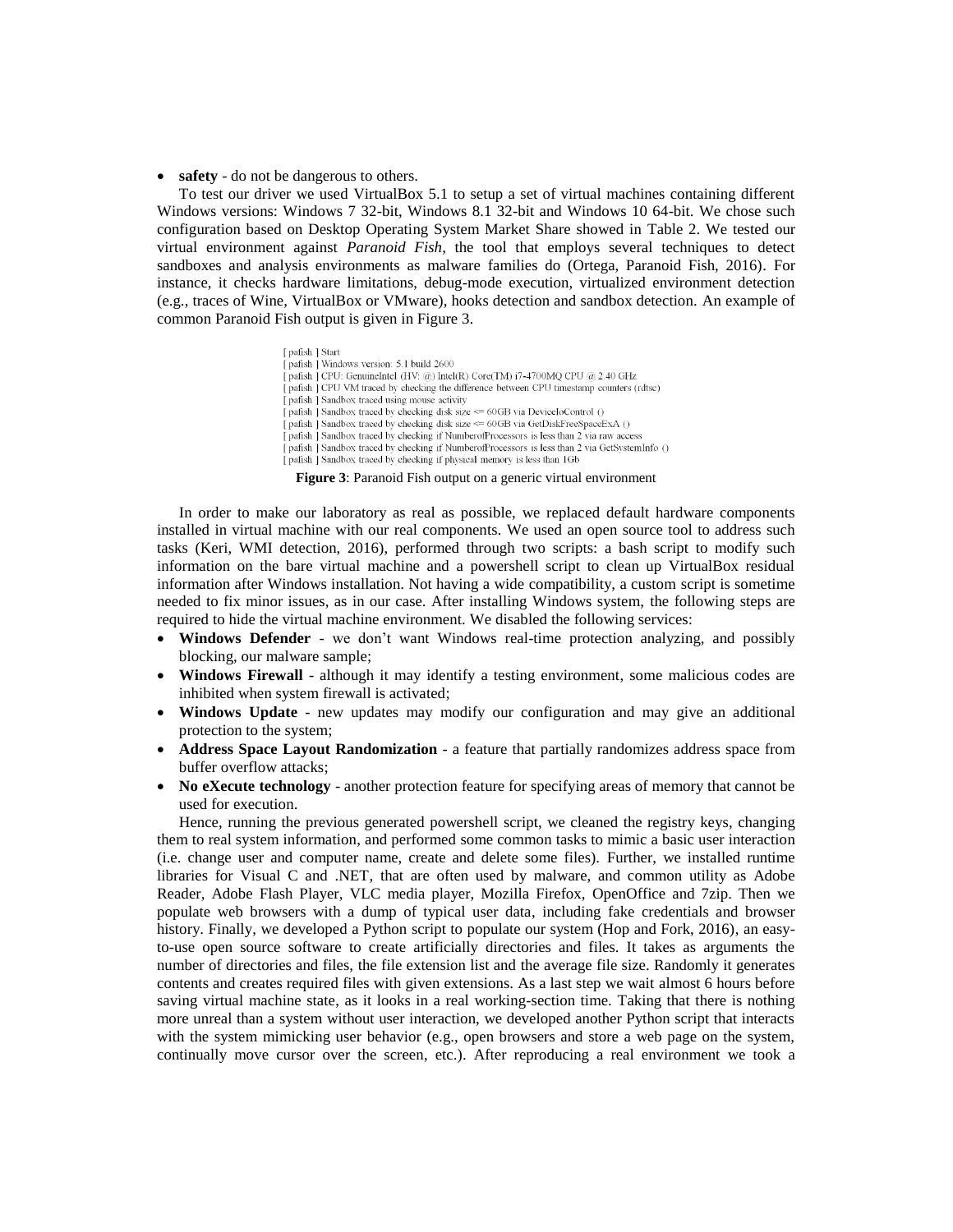- **safety** - do not be dangerous to others.

To test our driver we used VirtualBox 5.1 to setup a set of virtual machines containing different Windows versions: Windows 7 32-bit, Windows 8.1 32-bit and Windows 10 64-bit. We chose such configuration based on Desktop Operating System Market Share showed in Table 2. We tested our virtual environment against *Paranoid Fish*, the tool that employs several techniques to detect sandboxes and analysis environments as malware families do (Ortega, Paranoid Fish, 2016). For instance, it checks hardware limitations, debug-mode execution, virtualized environment detection (e.g., traces of Wine, VirtualBox or VMware), hooks detection and sandbox detection. An example of common Paranoid Fish output is given in Figure 3.

```
[ pafish ] Start
[ pafish ] Windows version: 5.1 build 2600
[ pafish ] CPU: GenuineIntel (HV: @) Intel(R) Core(TM) i7-4700MQ CPU @ 2.40 GHz
[ pafish ] CPU VM traced by checking the difference between CPU timestamp counters (rdtsc)
[ pafish ] Sandbox traced using mouse activity
[ pafish ] Sandbox traced by checking disk size <= 60GB via DeviceIoControl ()
[ pafish ] Sandbox traced by checking disk size <= 60GB via GetDiskFreeSpaceExA ()
[ pafish ] Sandbox traced by checking if NumberofProcessors is less than 2 via raw access
[ pafish ] Sandbox traced by checking if NumberofProcessors is less than 2 via GetSystemInfo ()
[ pafish ] Sandbox traced by checking if physical memory is less than 1Gb
```

**Figure 3**: Paranoid Fish output on a generic virtual environment

In order to make our laboratory as real as possible, we replaced default hardware components installed in virtual machine with our real components. We used an open source tool to address such tasks (Keri, WMI detection, 2016), performed through two scripts: a bash script to modify such information on the bare virtual machine and a powershell script to clean up VirtualBox residual information after Windows installation. Not having a wide compatibility, a custom script is sometime needed to fix minor issues, as in our case. After installing Windows system, the following steps are required to hide the virtual machine environment. We disabled the following services:

- **Windows Defender** - we don't want Windows real-time protection analyzing, and possibly blocking, our malware sample;
- **Windows Firewall** - although it may identify a testing environment, some malicious codes are inhibited when system firewall is activated;
- **Windows Update** - new updates may modify our configuration and may give an additional protection to the system;
- **Address Space Layout Randomization** - a feature that partially randomizes address space from buffer overflow attacks;
- **No eXecute technology** - another protection feature for specifying areas of memory that cannot be used for execution.

Hence, running the previous generated powershell script, we cleaned the registry keys, changing them to real system information, and performed some common tasks to mimic a basic user interaction (i.e. change user and computer name, create and delete some files). Further, we installed runtime libraries for Visual C and .NET, that are often used by malware, and common utility as Adobe Reader, Adobe Flash Player, VLC media player, Mozilla Firefox, OpenOffice and 7zip. Then we populate web browsers with a dump of typical user data, including fake credentials and browser history. Finally, we developed a Python script to populate our system (Hop and Fork, 2016), an easy-to-use open source software to create artificially directories and files. It takes as arguments the number of directories and files, the file extension list and the average file size. Randomly it generates contents and creates required files with given extensions. As a last step we wait almost 6 hours before saving virtual machine state, as it looks in a real working-section time. Taking that there is nothing more unreal than a system without user interaction, we developed another Python script that interacts with the system mimicking user behavior (e.g., open browsers and store a web page on the system, continually move cursor over the screen, etc.). After reproducing a real environment we took a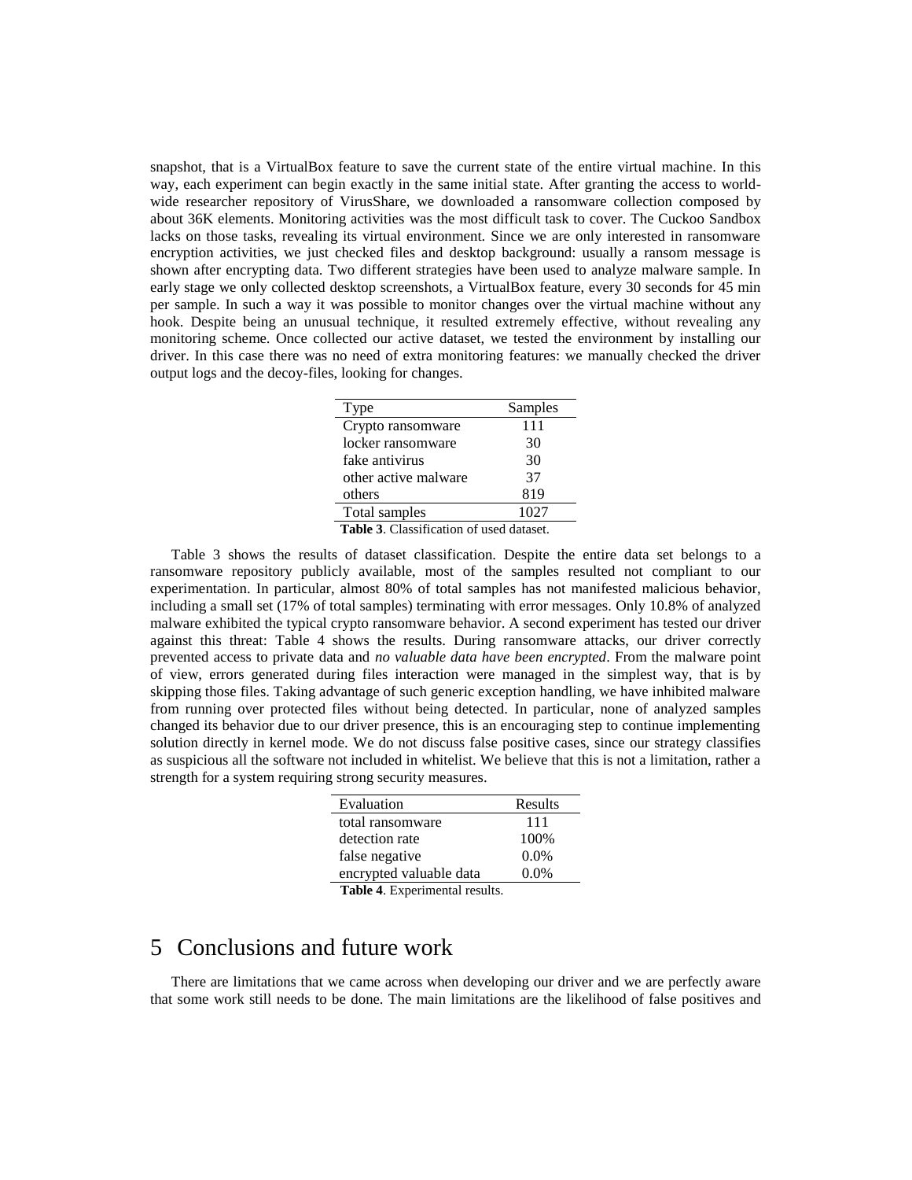snapshot, that is a VirtualBox feature to save the current state of the entire virtual machine. In this way, each experiment can begin exactly in the same initial state. After granting the access to world-wide researcher repository of VirusShare, we downloaded a ransomware collection composed by about 36K elements. Monitoring activities was the most difficult task to cover. The Cuckoo Sandbox lacks on those tasks, revealing its virtual environment. Since we are only interested in ransomware encryption activities, we just checked files and desktop background: usually a ransom message is shown after encrypting data. Two different strategies have been used to analyze malware sample. In early stage we only collected desktop screenshots, a VirtualBox feature, every 30 seconds for 45 min per sample. In such a way it was possible to monitor changes over the virtual machine without any hook. Despite being an unusual technique, it resulted extremely effective, without revealing any monitoring scheme. Once collected our active dataset, we tested the environment by installing our driver. In this case there was no need of extra monitoring features: we manually checked the driver output logs and the decoy-files, looking for changes.

| Type | Samples |
|---|---|
| Crypto ransomware | 111 |
| locker ransomware | 30 |
| fake antivirus | 30 |
| other active malware | 37 |
| others | 819 |
| Total samples | 1027 |

**Table 3**. Classification of used dataset.

Table 3 shows the results of dataset classification. Despite the entire data set belongs to a ransomware repository publicly available, most of the samples resulted not compliant to our experimentation. In particular, almost 80% of total samples has not manifested malicious behavior, including a small set (17% of total samples) terminating with error messages. Only 10.8% of analyzed malware exhibited the typical crypto ransomware behavior. A second experiment has tested our driver against this threat: Table 4 shows the results. During ransomware attacks, our driver correctly prevented access to private data and *no valuable data have been encrypted*. From the malware point of view, errors generated during files interaction were managed in the simplest way, that is by skipping those files. Taking advantage of such generic exception handling, we have inhibited malware from running over protected files without being detected. In particular, none of analyzed samples changed its behavior due to our driver presence, this is an encouraging step to continue implementing solution directly in kernel mode. We do not discuss false positive cases, since our strategy classifies as suspicious all the software not included in whitelist. We believe that this is not a limitation, rather a strength for a system requiring strong security measures.

| Evaluation | Results |
|---|---|
| total ransomware | 111 |
| detection rate | 100% |
| false negative | 0.0% |
| encrypted valuable data | 0.0% |

**Table 4**. Experimental results.

# 5 Conclusions and future work

There are limitations that we came across when developing our driver and we are perfectly aware that some work still needs to be done. The main limitations are the likelihood of false positives and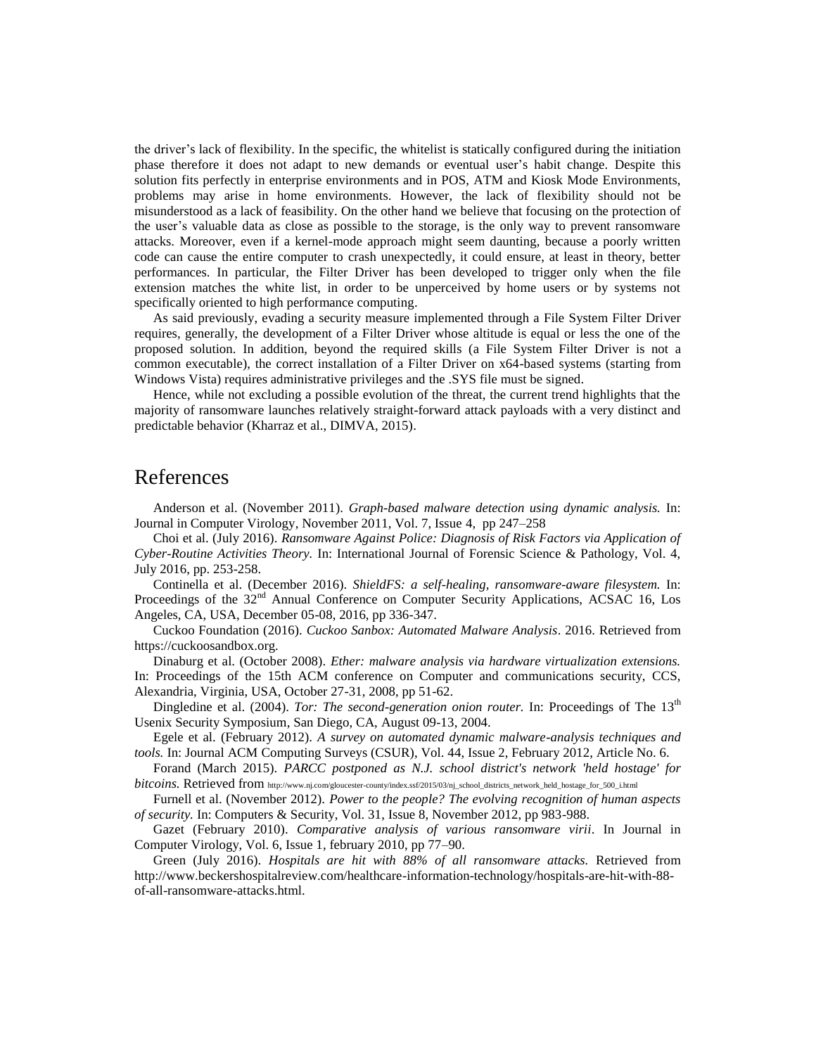the driver's lack of flexibility. In the specific, the whitelist is statically configured during the initiation phase therefore it does not adapt to new demands or eventual user's habit change. Despite this solution fits perfectly in enterprise environments and in POS, ATM and Kiosk Mode Environments, problems may arise in home environments. However, the lack of flexibility should not be misunderstood as a lack of feasibility. On the other hand we believe that focusing on the protection of the user's valuable data as close as possible to the storage, is the only way to prevent ransomware attacks. Moreover, even if a kernel-mode approach might seem daunting, because a poorly written code can cause the entire computer to crash unexpectedly, it could ensure, at least in theory, better performances. In particular, the Filter Driver has been developed to trigger only when the file extension matches the white list, in order to be unperceived by home users or by systems not specifically oriented to high performance computing.

As said previously, evading a security measure implemented through a File System Filter Driver requires, generally, the development of a Filter Driver whose altitude is equal or less the one of the proposed solution. In addition, beyond the required skills (a File System Filter Driver is not a common executable), the correct installation of a Filter Driver on x64-based systems (starting from Windows Vista) requires administrative privileges and the .SYS file must be signed.

Hence, while not excluding a possible evolution of the threat, the current trend highlights that the majority of ransomware launches relatively straight-forward attack payloads with a very distinct and predictable behavior (Kharraz et al., DIMVA, 2015).

# References

Anderson et al. (November 2011). *Graph-based malware detection using dynamic analysis.* In: Journal in Computer Virology, November 2011, Vol. 7, Issue 4, pp 247–258

Choi et al. (July 2016). *Ransomware Against Police: Diagnosis of Risk Factors via Application of Cyber-Routine Activities Theory.* In: International Journal of Forensic Science & Pathology, Vol. 4, July 2016, pp. 253-258.

Continella et al. (December 2016). *ShieldFS: a self-healing, ransomware-aware filesystem.* In: Proceedings of the 32nd Annual Conference on Computer Security Applications, ACSAC 16, Los Angeles, CA, USA, December 05-08, 2016, pp 336-347.

Cuckoo Foundation (2016). *Cuckoo Sanbox: Automated Malware Analysis*. 2016. Retrieved from https://cuckoosandbox.org.

Dinaburg et al. (October 2008). *Ether: malware analysis via hardware virtualization extensions.* In: Proceedings of the 15th ACM conference on Computer and communications security, CCS, Alexandria, Virginia, USA, October 27-31, 2008, pp 51-62.

Dingledine et al. (2004). *Tor: The second-generation onion router.* In: Proceedings of The 13th Usenix Security Symposium, San Diego, CA, August 09-13, 2004.

Egele et al. (February 2012). *A survey on automated dynamic malware-analysis techniques and tools.* In: Journal ACM Computing Surveys (CSUR), Vol. 44, Issue 2, February 2012, Article No. 6.

Forand (March 2015). *PARCC postponed as N.J. school district's network 'held hostage' for bitcoins.* Retrieved from http://www.nj.com/gloucester-county/index.ssf/2015/03/nj_school_districts_network_held_hostage_for_500_i.html

Furnell et al. (November 2012). *Power to the people? The evolving recognition of human aspects of security.* In: Computers & Security, Vol. 31, Issue 8, November 2012, pp 983-988.

Gazet (February 2010). *Comparative analysis of various ransomware virii*. In Journal in Computer Virology, Vol. 6, Issue 1, february 2010, pp 77–90.

Green (July 2016). *Hospitals are hit with 88% of all ransomware attacks.* Retrieved from http://www.beckershospitalreview.com/healthcare-information-technology/hospitals-are-hit-with-88-of-all-ransomware-attacks.html.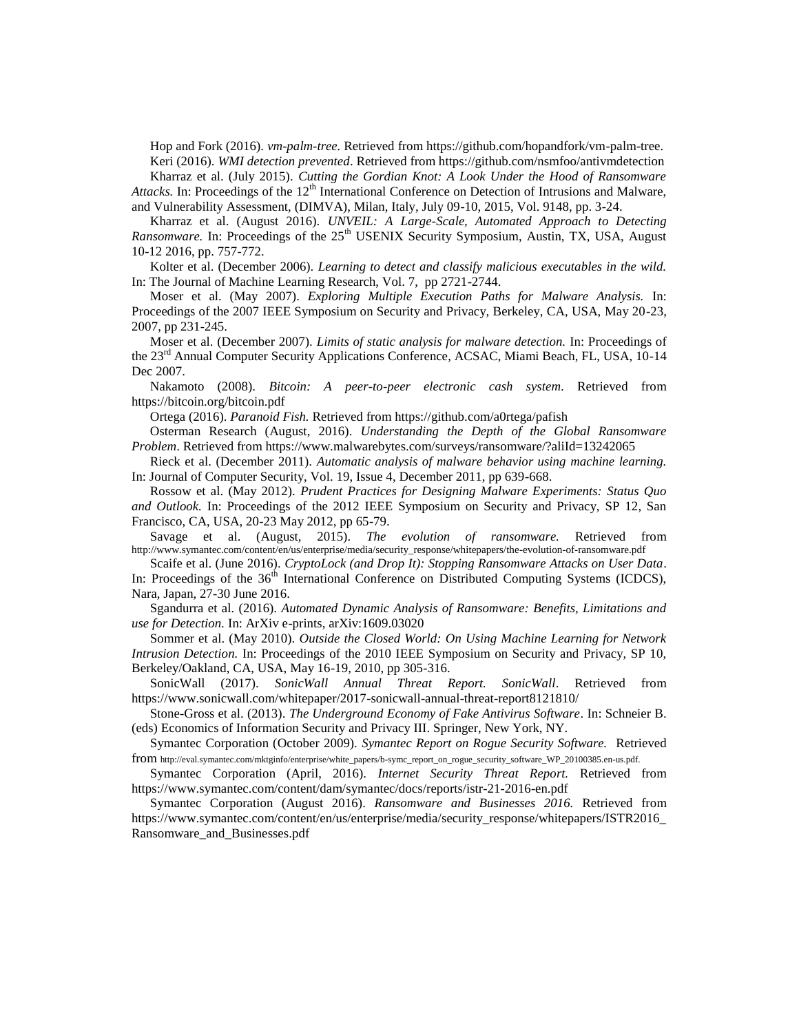Hop and Fork (2016). *vm-palm-tree.* Retrieved from https://github.com/hopandfork/vm-palm-tree.

Keri (2016). *WMI detection prevented*. Retrieved from https://github.com/nsmfoo/antivmdetection

Kharraz et al. (July 2015). *Cutting the Gordian Knot: A Look Under the Hood of Ransomware Attacks.* In: Proceedings of the 12th International Conference on Detection of Intrusions and Malware, and Vulnerability Assessment, (DIMVA), Milan, Italy, July 09-10, 2015, Vol. 9148, pp. 3-24.

Kharraz et al. (August 2016). *UNVEIL: A Large-Scale, Automated Approach to Detecting Ransomware.* In: Proceedings of the 25th USENIX Security Symposium, Austin, TX, USA, August 10-12 2016, pp. 757-772.

Kolter et al. (December 2006). *Learning to detect and classify malicious executables in the wild.* In: The Journal of Machine Learning Research, Vol. 7, pp 2721-2744.

Moser et al. (May 2007). *Exploring Multiple Execution Paths for Malware Analysis.* In: Proceedings of the 2007 IEEE Symposium on Security and Privacy, Berkeley, CA, USA, May 20-23, 2007, pp 231-245.

Moser et al. (December 2007). *Limits of static analysis for malware detection.* In: Proceedings of the 23rd Annual Computer Security Applications Conference, ACSAC, Miami Beach, FL, USA, 10-14 Dec 2007.

Nakamoto (2008). *Bitcoin: A peer-to-peer electronic cash system.* Retrieved from https://bitcoin.org/bitcoin.pdf

Ortega (2016). *Paranoid Fish.* Retrieved from https://github.com/a0rtega/pafish

Osterman Research (August, 2016). *Understanding the Depth of the Global Ransomware Problem*. Retrieved from https://www.malwarebytes.com/surveys/ransomware/?aliId=13242065

Rieck et al. (December 2011). *Automatic analysis of malware behavior using machine learning.* In: Journal of Computer Security, Vol. 19, Issue 4, December 2011, pp 639-668.

Rossow et al. (May 2012). *Prudent Practices for Designing Malware Experiments: Status Quo and Outlook.* In: Proceedings of the 2012 IEEE Symposium on Security and Privacy, SP 12, San Francisco, CA, USA, 20-23 May 2012, pp 65-79.

Savage et al. (August, 2015). *The evolution of ransomware.* Retrieved from http://www.symantec.com/content/en/us/enterprise/media/security_response/whitepapers/the-evolution-of-ransomware.pdf

Scaife et al. (June 2016). *CryptoLock (and Drop It): Stopping Ransomware Attacks on User Data*. In: Proceedings of the 36th International Conference on Distributed Computing Systems (ICDCS), Nara, Japan, 27-30 June 2016.

Sgandurra et al. (2016). *Automated Dynamic Analysis of Ransomware: Benefits, Limitations and use for Detection*. In: ArXiv e-prints, arXiv:1609.03020

Sommer et al. (May 2010). *Outside the Closed World: On Using Machine Learning for Network Intrusion Detection.* In: Proceedings of the 2010 IEEE Symposium on Security and Privacy, SP 10, Berkeley/Oakland, CA, USA, May 16-19, 2010, pp 305-316.

SonicWall (2017). *SonicWall Annual Threat Report. SonicWall*. Retrieved from https://www.sonicwall.com/whitepaper/2017-sonicwall-annual-threat-report8121810/

Stone-Gross et al. (2013). *The Underground Economy of Fake Antivirus Software*. In: Schneier B. (eds) Economics of Information Security and Privacy III. Springer, New York, NY.

Symantec Corporation (October 2009). *Symantec Report on Rogue Security Software.* Retrieved from http://eval.symantec.com/mktginfo/enterprise/white_papers/b-symc_report_on_rogue_security_software_WP_20100385.en-us.pdf.

Symantec Corporation (April, 2016). *Internet Security Threat Report.* Retrieved from https://www.symantec.com/content/dam/symantec/docs/reports/istr-21-2016-en.pdf

Symantec Corporation (August 2016). *Ransomware and Businesses 2016.* Retrieved from https://www.symantec.com/content/en/us/enterprise/media/security_response/whitepapers/ISTR2016_Ransomware_and_Businesses.pdf